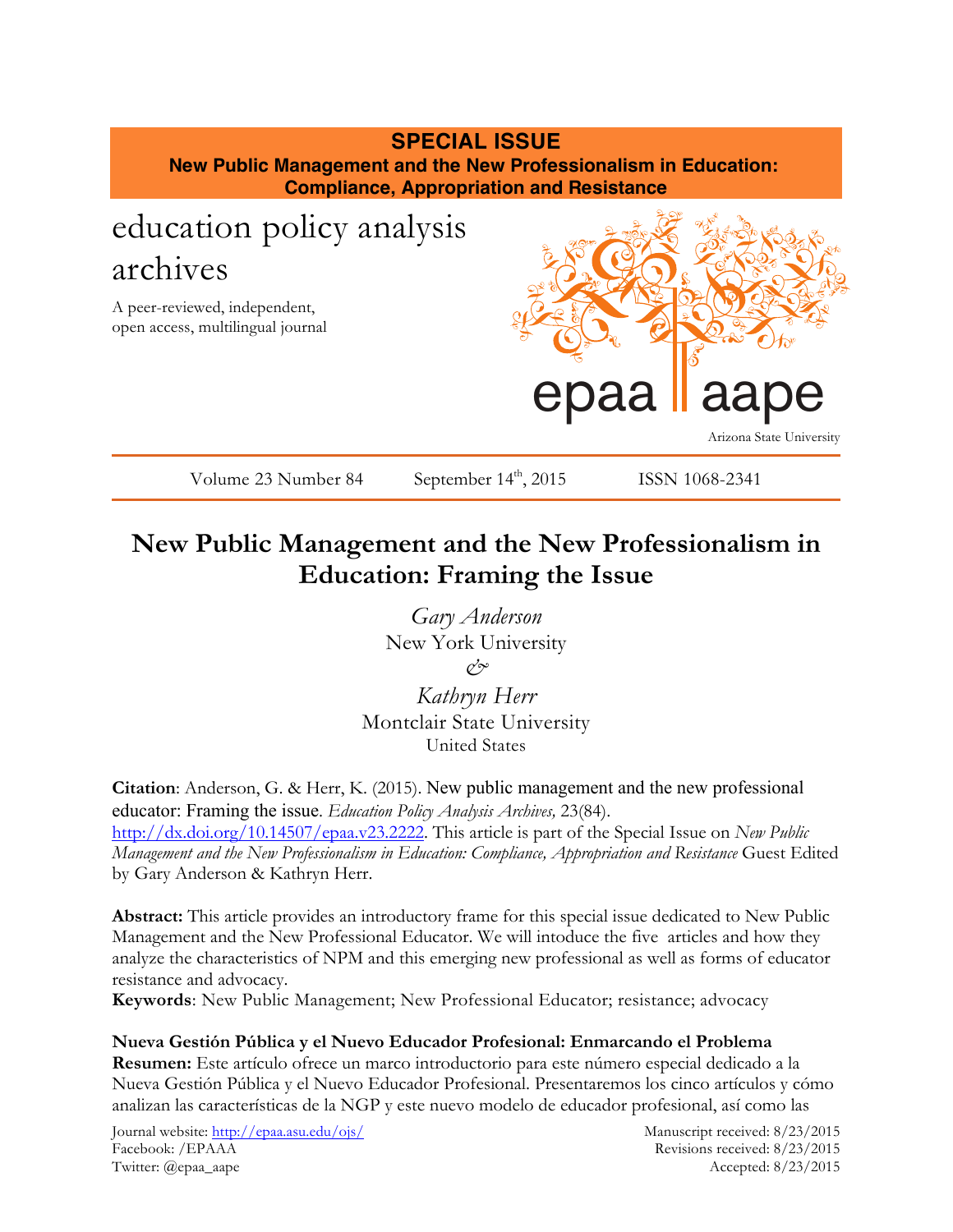**SPECIAL ISSUE**

**New Public Management and the New Professionalism in Education: Compliance, Appropriation and Resistance**

education policy analysis archives

A peer-reviewed, independent, open access, multilingual journal

epaa aape

Arizona State University

Volume 23 Number 84 September 14th, 2015 ISSN 1068-2341

# New Public Management and the New Professionalism in Education: Framing the Issue

*Gary Anderson*
New York University
*&*
*Kathryn Herr*
Montclair State University
United States

**Citation**: Anderson, G. & Herr, K. (2015). New public management and the new professional educator: Framing the issue. *Education Policy Analysis Archives,* 23(84). http://dx.doi.org/10.14507/epaa.v23.2222. This article is part of the Special Issue on *New Public Management and the New Professionalism in Education: Compliance, Appropriation and Resistance* Guest Edited by Gary Anderson & Kathryn Herr.

**Abstract:** This article provides an introductory frame for this special issue dedicated to New Public Management and the New Professional Educator. We will intoduce the five articles and how they analyze the characteristics of NPM and this emerging new professional as well as forms of educator resistance and advocacy.

**Keywords**: New Public Management; New Professional Educator; resistance; advocacy

**Nueva Gestión Pública y el Nuevo Educador Profesional: Enmarcando el Problema**

**Resumen:** Este artículo ofrece un marco introductorio para este número especial dedicado a la Nueva Gestión Pública y el Nuevo Educador Profesional. Presentaremos los cinco artículos y cómo analizan las características de la NGP y este nuevo modelo de educador profesional, así como las

Journal website: http://epaa.asu.edu/ojs/
Facebook: /EPAAA
Twitter: @epaa_aape

Manuscript received: 8/23/2015
Revisions received: 8/23/2015
Accepted: 8/23/2015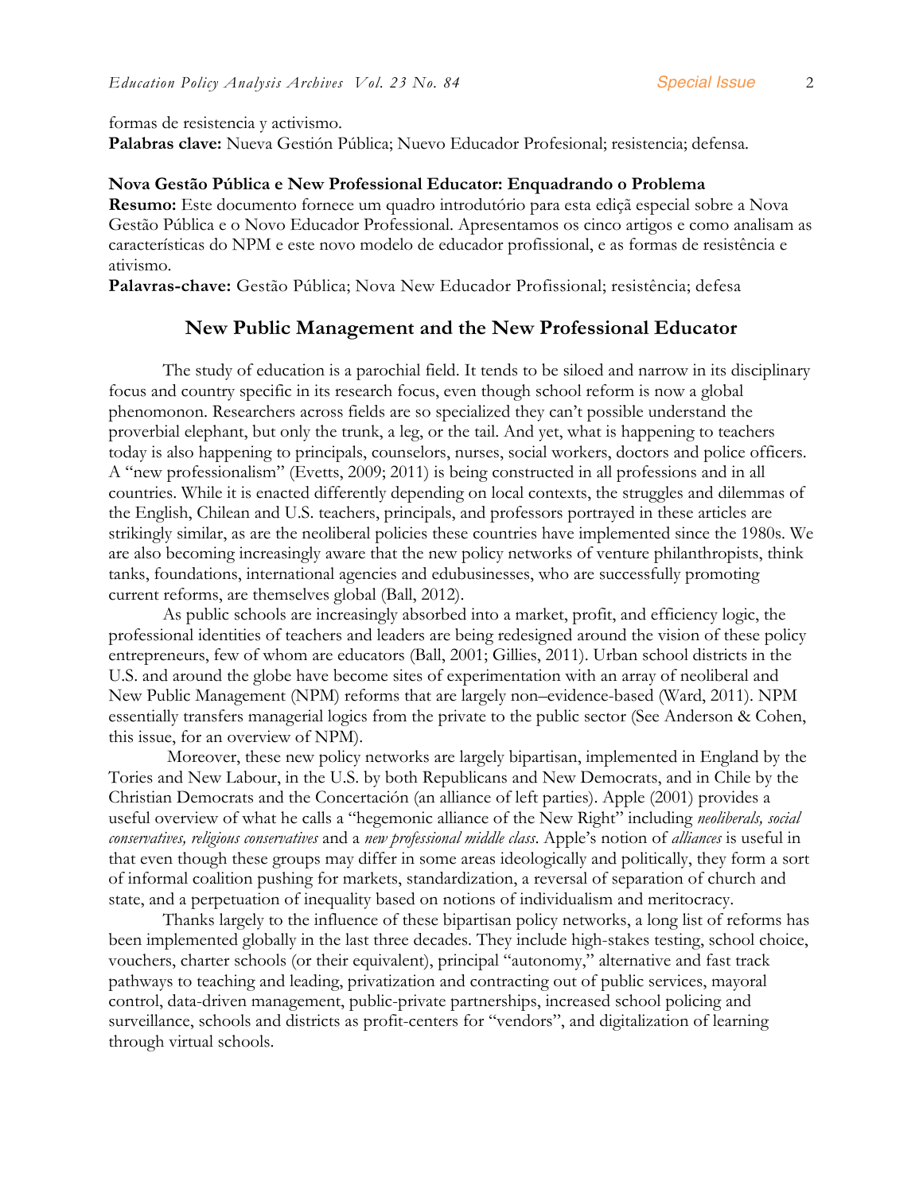formas de resistencia y activismo.
**Palabras clave:** Nueva Gestión Pública; Nuevo Educador Profesional; resistencia; defensa.

**Nova Gestão Pública e New Professional Educator: Enquadrando o Problema**
**Resumo:** Este documento fornece um quadro introdutório para esta ediçã especial sobre a Nova Gestão Pública e o Novo Educador Professional. Apresentamos os cinco artigos e como analisam as características do NPM e este novo modelo de educador profissional, e as formas de resistência e ativismo.
**Palavras-chave:** Gestão Pública; Nova New Educador Profissional; resistência; defesa

## New Public Management and the New Professional Educator

The study of education is a parochial field. It tends to be siloed and narrow in its disciplinary focus and country specific in its research focus, even though school reform is now a global phenomonon. Researchers across fields are so specialized they can't possible understand the proverbial elephant, but only the trunk, a leg, or the tail. And yet, what is happening to teachers today is also happening to principals, counselors, nurses, social workers, doctors and police officers. A "new professionalism" (Evetts, 2009; 2011) is being constructed in all professions and in all countries. While it is enacted differently depending on local contexts, the struggles and dilemmas of the English, Chilean and U.S. teachers, principals, and professors portrayed in these articles are strikingly similar, as are the neoliberal policies these countries have implemented since the 1980s. We are also becoming increasingly aware that the new policy networks of venture philanthropists, think tanks, foundations, international agencies and edubusinesses, who are successfully promoting current reforms, are themselves global (Ball, 2012).

As public schools are increasingly absorbed into a market, profit, and efficiency logic, the professional identities of teachers and leaders are being redesigned around the vision of these policy entrepreneurs, few of whom are educators (Ball, 2001; Gillies, 2011). Urban school districts in the U.S. and around the globe have become sites of experimentation with an array of neoliberal and New Public Management (NPM) reforms that are largely non–evidence-based (Ward, 2011). NPM essentially transfers managerial logics from the private to the public sector (See Anderson & Cohen, this issue, for an overview of NPM).

Moreover, these new policy networks are largely bipartisan, implemented in England by the Tories and New Labour, in the U.S. by both Republicans and New Democrats, and in Chile by the Christian Democrats and the Concertación (an alliance of left parties). Apple (2001) provides a useful overview of what he calls a "hegemonic alliance of the New Right" including *neoliberals, social conservatives, religious conservatives* and a *new professional middle class*. Apple's notion of *alliances* is useful in that even though these groups may differ in some areas ideologically and politically, they form a sort of informal coalition pushing for markets, standardization, a reversal of separation of church and state, and a perpetuation of inequality based on notions of individualism and meritocracy.

Thanks largely to the influence of these bipartisan policy networks, a long list of reforms has been implemented globally in the last three decades. They include high-stakes testing, school choice, vouchers, charter schools (or their equivalent), principal "autonomy," alternative and fast track pathways to teaching and leading, privatization and contracting out of public services, mayoral control, data-driven management, public-private partnerships, increased school policing and surveillance, schools and districts as profit-centers for "vendors", and digitalization of learning through virtual schools.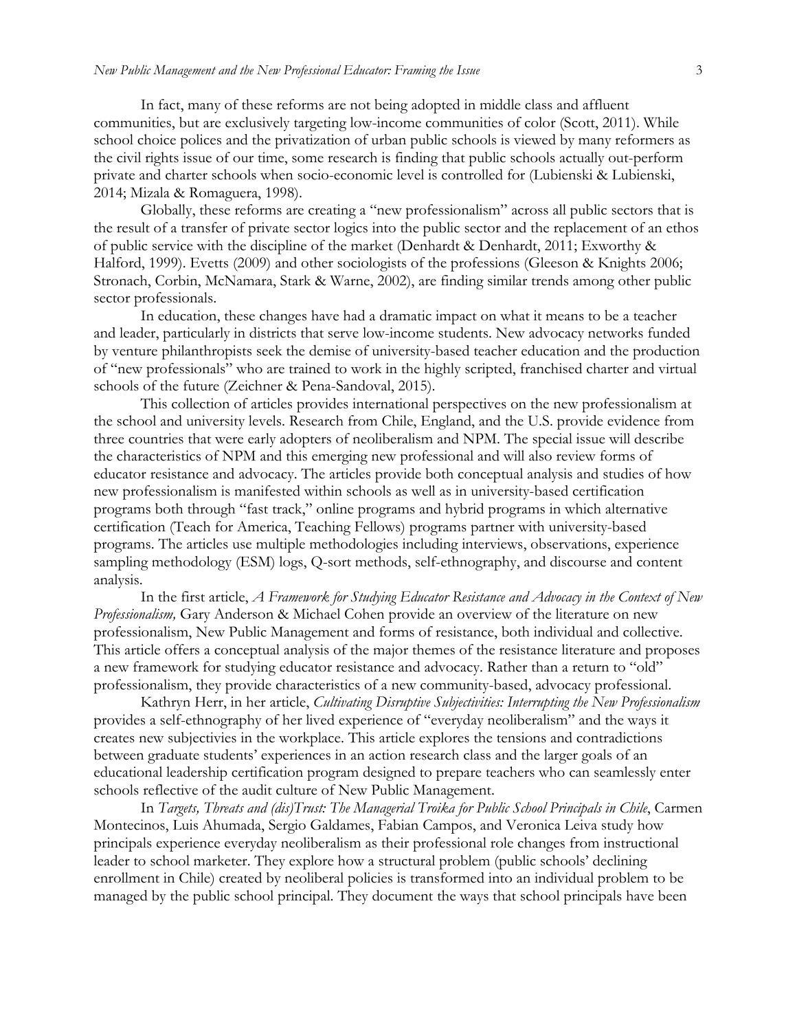In fact, many of these reforms are not being adopted in middle class and affluent communities, but are exclusively targeting low-income communities of color (Scott, 2011). While school choice polices and the privatization of urban public schools is viewed by many reformers as the civil rights issue of our time, some research is finding that public schools actually out-perform private and charter schools when socio-economic level is controlled for (Lubienski & Lubienski, 2014; Mizala & Romaguera, 1998).

Globally, these reforms are creating a "new professionalism" across all public sectors that is the result of a transfer of private sector logics into the public sector and the replacement of an ethos of public service with the discipline of the market (Denhardt & Denhardt, 2011; Exworthy & Halford, 1999). Evetts (2009) and other sociologists of the professions (Gleeson & Knights 2006; Stronach, Corbin, McNamara, Stark & Warne, 2002), are finding similar trends among other public sector professionals.

In education, these changes have had a dramatic impact on what it means to be a teacher and leader, particularly in districts that serve low-income students. New advocacy networks funded by venture philanthropists seek the demise of university-based teacher education and the production of "new professionals" who are trained to work in the highly scripted, franchised charter and virtual schools of the future (Zeichner & Pena-Sandoval, 2015).

This collection of articles provides international perspectives on the new professionalism at the school and university levels. Research from Chile, England, and the U.S. provide evidence from three countries that were early adopters of neoliberalism and NPM. The special issue will describe the characteristics of NPM and this emerging new professional and will also review forms of educator resistance and advocacy. The articles provide both conceptual analysis and studies of how new professionalism is manifested within schools as well as in university-based certification programs both through "fast track," online programs and hybrid programs in which alternative certification (Teach for America, Teaching Fellows) programs partner with university-based programs. The articles use multiple methodologies including interviews, observations, experience sampling methodology (ESM) logs, Q-sort methods, self-ethnography, and discourse and content analysis.

In the first article, *A Framework for Studying Educator Resistance and Advocacy in the Context of New Professionalism,* Gary Anderson & Michael Cohen provide an overview of the literature on new professionalism, New Public Management and forms of resistance, both individual and collective. This article offers a conceptual analysis of the major themes of the resistance literature and proposes a new framework for studying educator resistance and advocacy. Rather than a return to "old" professionalism, they provide characteristics of a new community-based, advocacy professional.

Kathryn Herr, in her article, *Cultivating Disruptive Subjectivities: Interrupting the New Professionalism* provides a self-ethnography of her lived experience of "everyday neoliberalism" and the ways it creates new subjectivies in the workplace. This article explores the tensions and contradictions between graduate students' experiences in an action research class and the larger goals of an educational leadership certification program designed to prepare teachers who can seamlessly enter schools reflective of the audit culture of New Public Management.

In *Targets, Threats and (dis)Trust: The Managerial Troika for Public School Principals in Chile*, Carmen Montecinos, Luis Ahumada, Sergio Galdames, Fabian Campos, and Veronica Leiva study how principals experience everyday neoliberalism as their professional role changes from instructional leader to school marketer. They explore how a structural problem (public schools' declining enrollment in Chile) created by neoliberal policies is transformed into an individual problem to be managed by the public school principal. They document the ways that school principals have been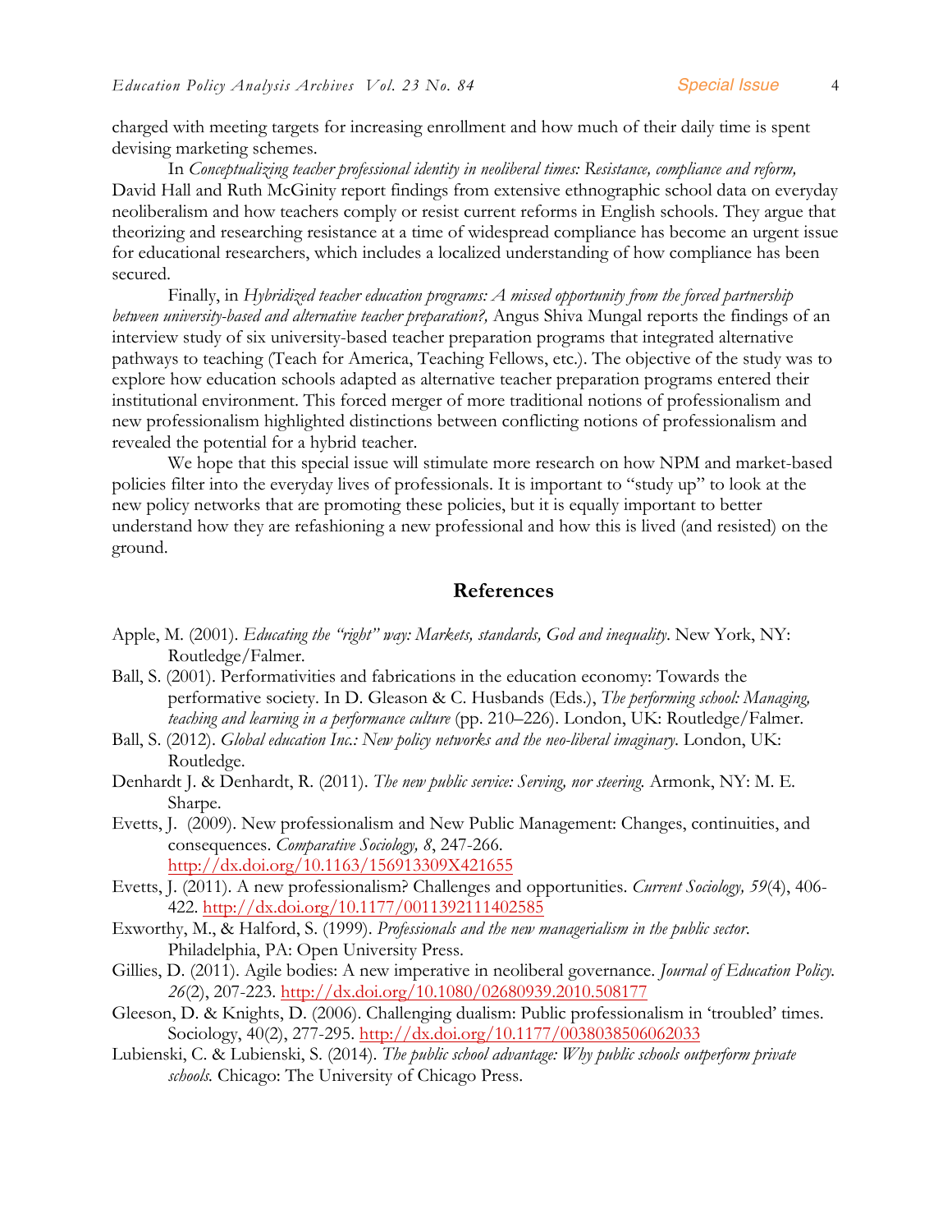charged with meeting targets for increasing enrollment and how much of their daily time is spent devising marketing schemes.

In *Conceptualizing teacher professional identity in neoliberal times: Resistance, compliance and reform,* David Hall and Ruth McGinity report findings from extensive ethnographic school data on everyday neoliberalism and how teachers comply or resist current reforms in English schools. They argue that theorizing and researching resistance at a time of widespread compliance has become an urgent issue for educational researchers, which includes a localized understanding of how compliance has been secured.

Finally, in *Hybridized teacher education programs: A missed opportunity from the forced partnership between university-based and alternative teacher preparation?,* Angus Shiva Mungal reports the findings of an interview study of six university-based teacher preparation programs that integrated alternative pathways to teaching (Teach for America, Teaching Fellows, etc.). The objective of the study was to explore how education schools adapted as alternative teacher preparation programs entered their institutional environment. This forced merger of more traditional notions of professionalism and new professionalism highlighted distinctions between conflicting notions of professionalism and revealed the potential for a hybrid teacher.

We hope that this special issue will stimulate more research on how NPM and market-based policies filter into the everyday lives of professionals. It is important to "study up" to look at the new policy networks that are promoting these policies, but it is equally important to better understand how they are refashioning a new professional and how this is lived (and resisted) on the ground.

## References

Apple, M. (2001). *Educating the "right" way: Markets, standards, God and inequality*. New York, NY: Routledge/Falmer.

Ball, S. (2001). Performativities and fabrications in the education economy: Towards the performative society. In D. Gleason & C. Husbands (Eds.), *The performing school: Managing, teaching and learning in a performance culture* (pp. 210–226). London, UK: Routledge/Falmer.

Ball, S. (2012). *Global education Inc.: New policy networks and the neo-liberal imaginary*. London, UK: Routledge.

Denhardt J. & Denhardt, R. (2011). *The new public service: Serving, nor steering.* Armonk, NY: M. E. Sharpe.

Evetts, J. (2009). New professionalism and New Public Management: Changes, continuities, and consequences. *Comparative Sociology, 8*, 247-266. http://dx.doi.org/10.1163/156913309X421655

Evetts, J. (2011). A new professionalism? Challenges and opportunities. *Current Sociology, 59*(4), 406-422. http://dx.doi.org/10.1177/0011392111402585

Exworthy, M., & Halford, S. (1999). *Professionals and the new managerialism in the public sector.* Philadelphia, PA: Open University Press.

Gillies, D. (2011). Agile bodies: A new imperative in neoliberal governance. *Journal of Education Policy. 26*(2), 207-223. http://dx.doi.org/10.1080/02680939.2010.508177

Gleeson, D. & Knights, D. (2006). Challenging dualism: Public professionalism in 'troubled' times. Sociology, 40(2), 277-295. http://dx.doi.org/10.1177/0038038506062033

Lubienski, C. & Lubienski, S. (2014). *The public school advantage: Why public schools outperform private schools.* Chicago: The University of Chicago Press.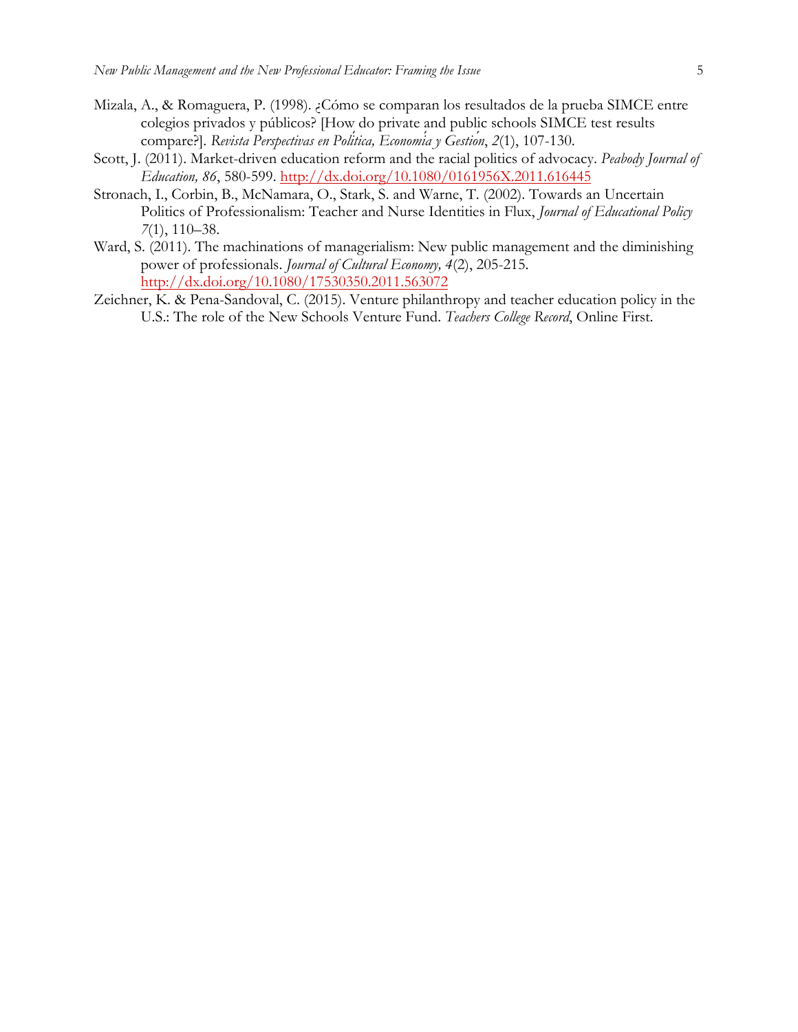Mizala, A., & Romaguera, P. (1998). ¿Cómo se comparan los resultados de la prueba SIMCE entre colegios privados y públicos? [How do private and public schools SIMCE test results compare?]. *Revista Perspectivas en Política, Economía y Gestion*, *2*(1), 107-130.

Scott, J. (2011). Market-driven education reform and the racial politics of advocacy. *Peabody Journal of Education, 86*, 580-599. http://dx.doi.org/10.1080/0161956X.2011.616445

Stronach, I., Corbin, B., McNamara, O., Stark, S. and Warne, T. (2002). Towards an Uncertain Politics of Professionalism: Teacher and Nurse Identities in Flux, *Journal of Educational Policy 7*(1), 110–38.

Ward, S. (2011). The machinations of managerialism: New public management and the diminishing power of professionals. *Journal of Cultural Economy, 4*(2), 205-215. http://dx.doi.org/10.1080/17530350.2011.563072

Zeichner, K. & Pena-Sandoval, C. (2015). Venture philanthropy and teacher education policy in the U.S.: The role of the New Schools Venture Fund. *Teachers College Record*, Online First.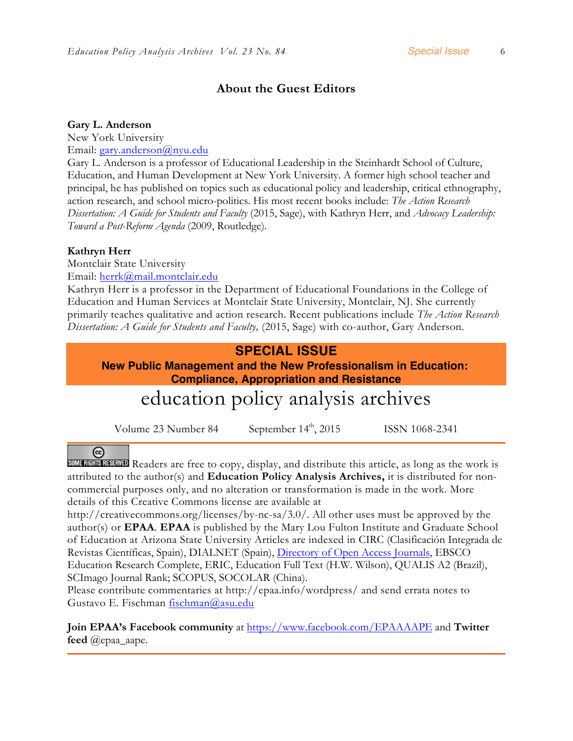## About the Guest Editors

**Gary L. Anderson**
New York University
Email: gary.anderson@nyu.edu
Gary L. Anderson is a professor of Educational Leadership in the Steinhardt School of Culture, Education, and Human Development at New York University. A former high school teacher and principal, he has published on topics such as educational policy and leadership, critical ethnography, action research, and school micro-politics. His most recent books include: *The Action Research Dissertation: A Guide for Students and Faculty* (2015, Sage), with Kathryn Herr, and *Advocacy Leadership: Toward a Post-Reform Agenda* (2009, Routledge).

**Kathryn Herr**
Montclair State University
Email: herrk@mail.montclair.edu
Kathryn Herr is a professor in the Department of Educational Foundations in the College of Education and Human Services at Montclair State University, Montclair, NJ. She currently primarily teaches qualitative and action research. Recent publications include *The Action Research Dissertation: A Guide for Students and Faculty,* (2015, Sage) with co-author, Gary Anderson.

**SPECIAL ISSUE**
**New Public Management and the New Professionalism in Education: Compliance, Appropriation and Resistance**

# education policy analysis archives

Volume 23 Number 84 September 14th, 2015 ISSN 1068-2341

Readers are free to copy, display, and distribute this article, as long as the work is attributed to the author(s) and **Education Policy Analysis Archives,** it is distributed for non-commercial purposes only, and no alteration or transformation is made in the work. More details of this Creative Commons license are available at http://creativecommons.org/licenses/by-nc-sa/3.0/. All other uses must be approved by the author(s) or **EPAA**. **EPAA** is published by the Mary Lou Fulton Institute and Graduate School of Education at Arizona State University Articles are indexed in CIRC (Clasificación Integrada de Revistas Científicas, Spain), DIALNET (Spain), Directory of Open Access Journals, EBSCO Education Research Complete, ERIC, Education Full Text (H.W. Wilson), QUALIS A2 (Brazil), SCImago Journal Rank; SCOPUS, SOCOLAR (China).
Please contribute commentaries at http://epaa.info/wordpress/ and send errata notes to Gustavo E. Fischman fischman@asu.edu

**Join EPAA's Facebook community** at https://www.facebook.com/EPAAAAPE and **Twitter feed** @epaa_aape.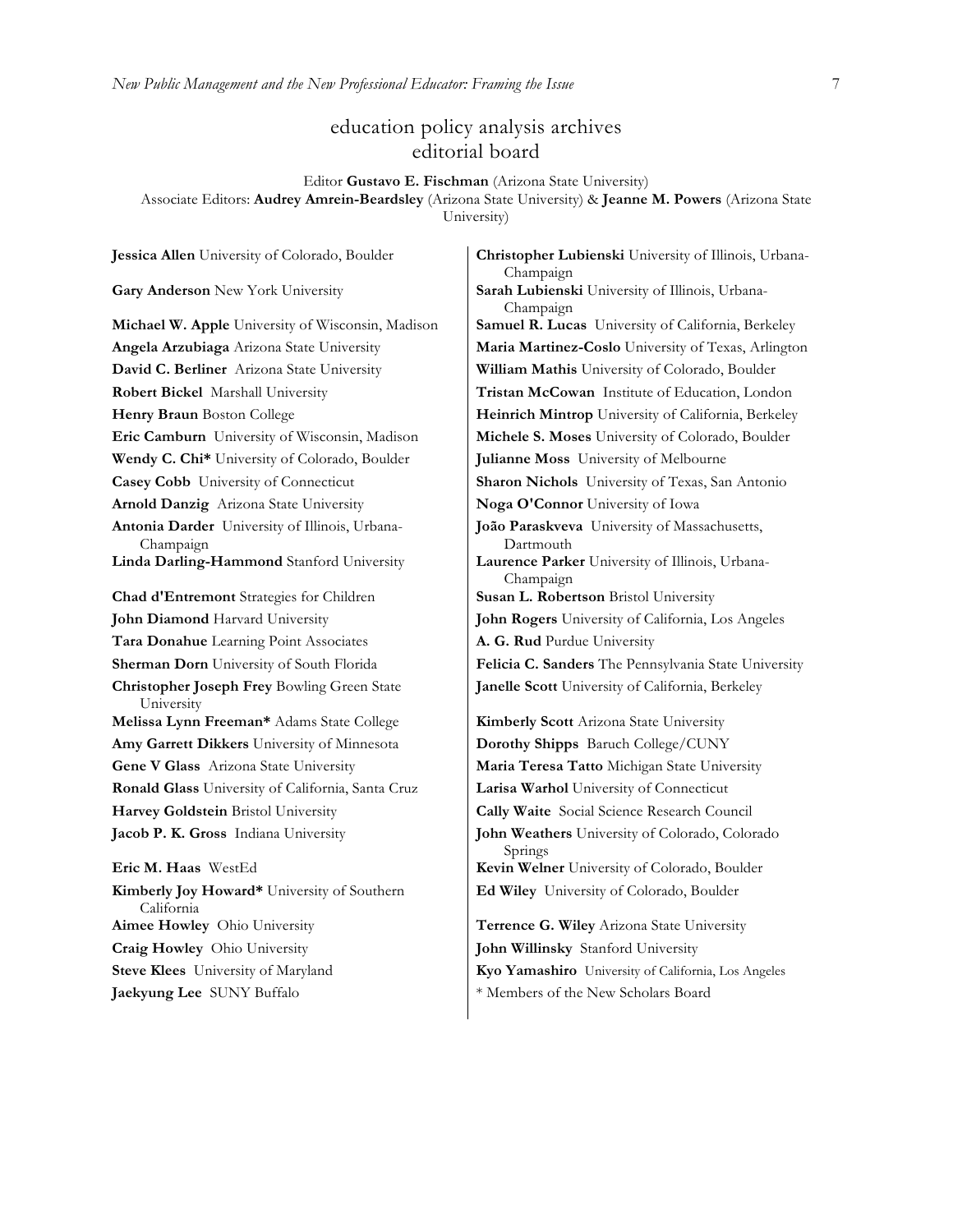# education policy analysis archives
## editorial board

Editor **Gustavo E. Fischman** (Arizona State University)
Associate Editors: **Audrey Amrein-Beardsley** (Arizona State University) & **Jeanne M. Powers** (Arizona State University)

**Jessica Allen** University of Colorado, Boulder

**Gary Anderson** New York University

**Michael W. Apple** University of Wisconsin, Madison

**Angela Arzubiaga** Arizona State University

**David C. Berliner** Arizona State University

**Robert Bickel** Marshall University

**Henry Braun** Boston College

**Eric Camburn** University of Wisconsin, Madison

**Wendy C. Chi*** University of Colorado, Boulder

**Casey Cobb** University of Connecticut

**Arnold Danzig** Arizona State University

**Antonia Darder** University of Illinois, Urbana-Champaign

**Linda Darling-Hammond** Stanford University

**Chad d'Entremont** Strategies for Children

**John Diamond** Harvard University

**Tara Donahue** Learning Point Associates

**Sherman Dorn** University of South Florida

**Christopher Joseph Frey** Bowling Green State University

**Melissa Lynn Freeman*** Adams State College

**Amy Garrett Dikkers** University of Minnesota

**Gene V Glass** Arizona State University

**Ronald Glass** University of California, Santa Cruz

**Harvey Goldstein** Bristol University

**Jacob P. K. Gross** Indiana University

**Eric M. Haas** WestEd

**Kimberly Joy Howard*** University of Southern California

**Aimee Howley** Ohio University

**Craig Howley** Ohio University

**Steve Klees** University of Maryland

**Jaekyung Lee** SUNY Buffalo

**Christopher Lubienski** University of Illinois, Urbana-Champaign

**Sarah Lubienski** University of Illinois, Urbana-Champaign

**Samuel R. Lucas** University of California, Berkeley

**Maria Martinez-Coslo** University of Texas, Arlington

**William Mathis** University of Colorado, Boulder

**Tristan McCowan** Institute of Education, London

**Heinrich Mintrop** University of California, Berkeley

**Michele S. Moses** University of Colorado, Boulder

**Julianne Moss** University of Melbourne

**Sharon Nichols** University of Texas, San Antonio

**Noga O'Connor** University of Iowa

**João Paraskveva** University of Massachusetts, Dartmouth

**Laurence Parker** University of Illinois, Urbana-Champaign

**Susan L. Robertson** Bristol University

**John Rogers** University of California, Los Angeles

**A. G. Rud** Purdue University

**Felicia C. Sanders** The Pennsylvania State University

**Janelle Scott** University of California, Berkeley

**Kimberly Scott** Arizona State University

**Dorothy Shipps** Baruch College/CUNY

**Maria Teresa Tatto** Michigan State University

**Larisa Warhol** University of Connecticut

**Cally Waite** Social Science Research Council

**John Weathers** University of Colorado, Colorado Springs

**Kevin Welner** University of Colorado, Boulder

**Ed Wiley** University of Colorado, Boulder

**Terrence G. Wiley** Arizona State University

**John Willinsky** Stanford University

**Kyo Yamashiro** University of California, Los Angeles

* Members of the New Scholars Board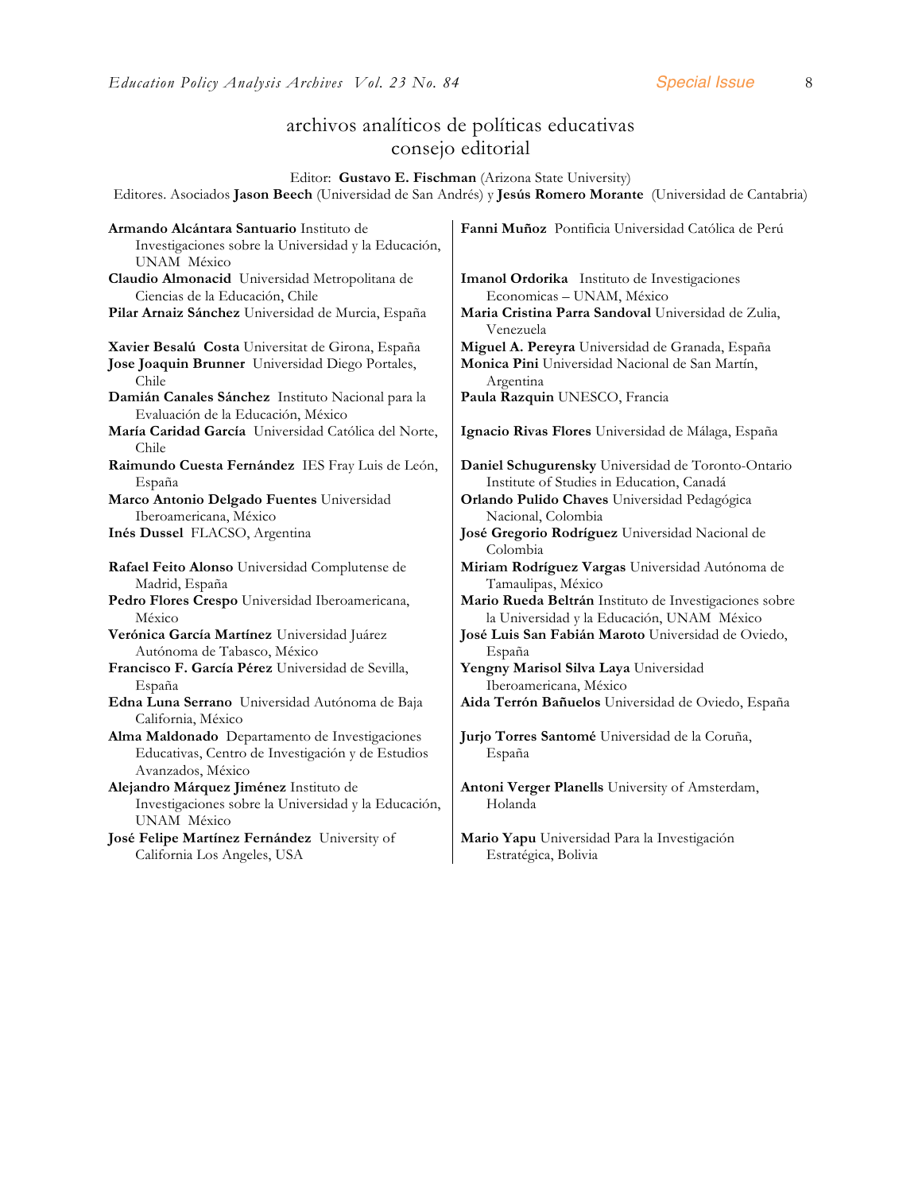# archivos analíticos de políticas educativas
## consejo editorial

Editor: **Gustavo E. Fischman** (Arizona State University)
Editores. Asociados **Jason Beech** (Universidad de San Andrés) y **Jesús Romero Morante** (Universidad de Cantabria)

**Armando Alcántara Santuario** Instituto de Investigaciones sobre la Universidad y la Educación, UNAM México

**Claudio Almonacid** Universidad Metropolitana de Ciencias de la Educación, Chile

**Pilar Arnaiz Sánchez** Universidad de Murcia, España

**Xavier Besalú Costa** Universitat de Girona, España

**Jose Joaquin Brunner** Universidad Diego Portales, Chile

**Damián Canales Sánchez** Instituto Nacional para la Evaluación de la Educación, México

**María Caridad García** Universidad Católica del Norte, Chile

**Raimundo Cuesta Fernández** IES Fray Luis de León, España

**Marco Antonio Delgado Fuentes** Universidad Iberoamericana, México

**Inés Dussel** FLACSO, Argentina

**Rafael Feito Alonso** Universidad Complutense de Madrid, España

**Pedro Flores Crespo** Universidad Iberoamericana, México

**Verónica García Martínez** Universidad Juárez Autónoma de Tabasco, México

**Francisco F. García Pérez** Universidad de Sevilla, España

**Edna Luna Serrano** Universidad Autónoma de Baja California, México

**Alma Maldonado** Departamento de Investigaciones Educativas, Centro de Investigación y de Estudios Avanzados, México

**Alejandro Márquez Jiménez** Instituto de Investigaciones sobre la Universidad y la Educación, UNAM México

**José Felipe Martínez Fernández** University of California Los Angeles, USA

**Fanni Muñoz** Pontificia Universidad Católica de Perú

**Imanol Ordorika** Instituto de Investigaciones Economicas – UNAM, México

**Maria Cristina Parra Sandoval** Universidad de Zulia, Venezuela

**Miguel A. Pereyra** Universidad de Granada, España

**Monica Pini** Universidad Nacional de San Martín, Argentina

**Paula Razquin** UNESCO, Francia

**Ignacio Rivas Flores** Universidad de Málaga, España

**Daniel Schugurensky** Universidad de Toronto-Ontario Institute of Studies in Education, Canadá

**Orlando Pulido Chaves** Universidad Pedagógica Nacional, Colombia

**José Gregorio Rodríguez** Universidad Nacional de Colombia

**Miriam Rodríguez Vargas** Universidad Autónoma de Tamaulipas, México

**Mario Rueda Beltrán** Instituto de Investigaciones sobre la Universidad y la Educación, UNAM México

**José Luis San Fabián Maroto** Universidad de Oviedo, España

**Yengny Marisol Silva Laya** Universidad Iberoamericana, México

**Aida Terrón Bañuelos** Universidad de Oviedo, España

**Jurjo Torres Santomé** Universidad de la Coruña, España

**Antoni Verger Planells** University of Amsterdam, Holanda

**Mario Yapu** Universidad Para la Investigación Estratégica, Bolivia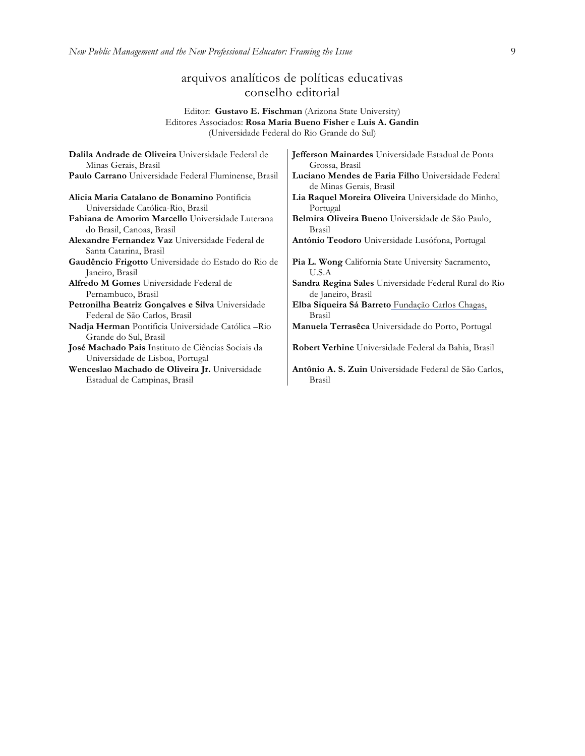# arquivos analíticos de políticas educativas
## conselho editorial

Editor: **Gustavo E. Fischman** (Arizona State University)
Editores Associados: **Rosa Maria Bueno Fisher** e **Luis A. Gandin**
(Universidade Federal do Rio Grande do Sul)

**Dalila Andrade de Oliveira** Universidade Federal de Minas Gerais, Brasil

**Paulo Carrano** Universidade Federal Fluminense, Brasil

**Alicia Maria Catalano de Bonamino** Pontificia Universidade Católica-Rio, Brasil

**Fabiana de Amorim Marcello** Universidade Luterana do Brasil, Canoas, Brasil

**Alexandre Fernandez Vaz** Universidade Federal de Santa Catarina, Brasil

**Gaudêncio Frigotto** Universidade do Estado do Rio de Janeiro, Brasil

**Alfredo M Gomes** Universidade Federal de Pernambuco, Brasil

**Petronilha Beatriz Gonçalves e Silva** Universidade Federal de São Carlos, Brasil

**Nadja Herman** Pontificia Universidade Católica –Rio Grande do Sul, Brasil

**José Machado Pais** Instituto de Ciências Sociais da Universidade de Lisboa, Portugal

**Wenceslao Machado de Oliveira Jr.** Universidade Estadual de Campinas, Brasil

**Jefferson Mainardes** Universidade Estadual de Ponta Grossa, Brasil

**Luciano Mendes de Faria Filho** Universidade Federal de Minas Gerais, Brasil

**Lia Raquel Moreira Oliveira** Universidade do Minho, Portugal

**Belmira Oliveira Bueno** Universidade de São Paulo, Brasil

**António Teodoro** Universidade Lusófona, Portugal

**Pia L. Wong** California State University Sacramento, U.S.A

**Sandra Regina Sales** Universidade Federal Rural do Rio de Janeiro, Brasil

**Elba Siqueira Sá Barreto** Fundação Carlos Chagas, Brasil

**Manuela Terrasêca** Universidade do Porto, Portugal

**Robert Verhine** Universidade Federal da Bahia, Brasil

**Antônio A. S. Zuin** Universidade Federal de São Carlos, Brasil